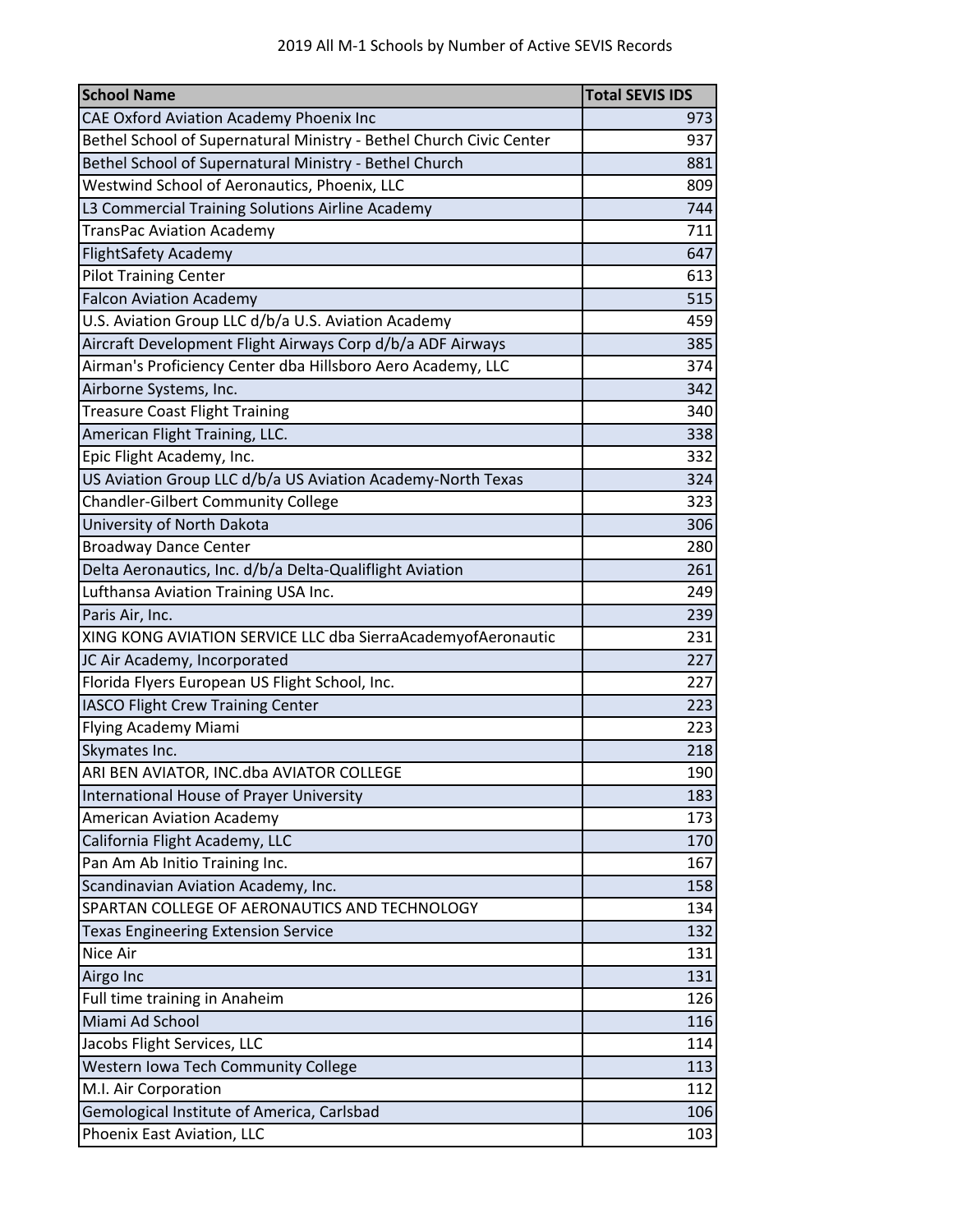# 2019 All M-1 Schools by Number of Active SEVIS Records

| School Name | Total SEVIS IDS |
|---|---|
| CAE Oxford Aviation Academy Phoenix Inc | 973 |
| Bethel School of Supernatural Ministry - Bethel Church Civic Center | 937 |
| Bethel School of Supernatural Ministry - Bethel Church | 881 |
| Westwind School of Aeronautics, Phoenix, LLC | 809 |
| L3 Commercial Training Solutions Airline Academy | 744 |
| TransPac Aviation Academy | 711 |
| FlightSafety Academy | 647 |
| Pilot Training Center | 613 |
| Falcon Aviation Academy | 515 |
| U.S. Aviation Group LLC d/b/a U.S. Aviation Academy | 459 |
| Aircraft Development Flight Airways Corp d/b/a ADF Airways | 385 |
| Airman's Proficiency Center dba Hillsboro Aero Academy, LLC | 374 |
| Airborne Systems, Inc. | 342 |
| Treasure Coast Flight Training | 340 |
| American Flight Training, LLC. | 338 |
| Epic Flight Academy, Inc. | 332 |
| US Aviation Group LLC d/b/a US Aviation Academy-North Texas | 324 |
| Chandler-Gilbert Community College | 323 |
| University of North Dakota | 306 |
| Broadway Dance Center | 280 |
| Delta Aeronautics, Inc. d/b/a Delta-Qualiflight Aviation | 261 |
| Lufthansa Aviation Training USA Inc. | 249 |
| Paris Air, Inc. | 239 |
| XING KONG AVIATION SERVICE LLC dba SierraAcademyofAeronautic | 231 |
| JC Air Academy, Incorporated | 227 |
| Florida Flyers European US Flight School, Inc. | 227 |
| IASCO Flight Crew Training Center | 223 |
| Flying Academy Miami | 223 |
| Skymates Inc. | 218 |
| ARI BEN AVIATOR, INC.dba AVIATOR COLLEGE | 190 |
| International House of Prayer University | 183 |
| American Aviation Academy | 173 |
| California Flight Academy, LLC | 170 |
| Pan Am Ab Initio Training Inc. | 167 |
| Scandinavian Aviation Academy, Inc. | 158 |
| SPARTAN COLLEGE OF AERONAUTICS AND TECHNOLOGY | 134 |
| Texas Engineering Extension Service | 132 |
| Nice Air | 131 |
| Airgo Inc | 131 |
| Full time training in Anaheim | 126 |
| Miami Ad School | 116 |
| Jacobs Flight Services, LLC | 114 |
| Western Iowa Tech Community College | 113 |
| M.I. Air Corporation | 112 |
| Gemological Institute of America, Carlsbad | 106 |
| Phoenix East Aviation, LLC | 103 |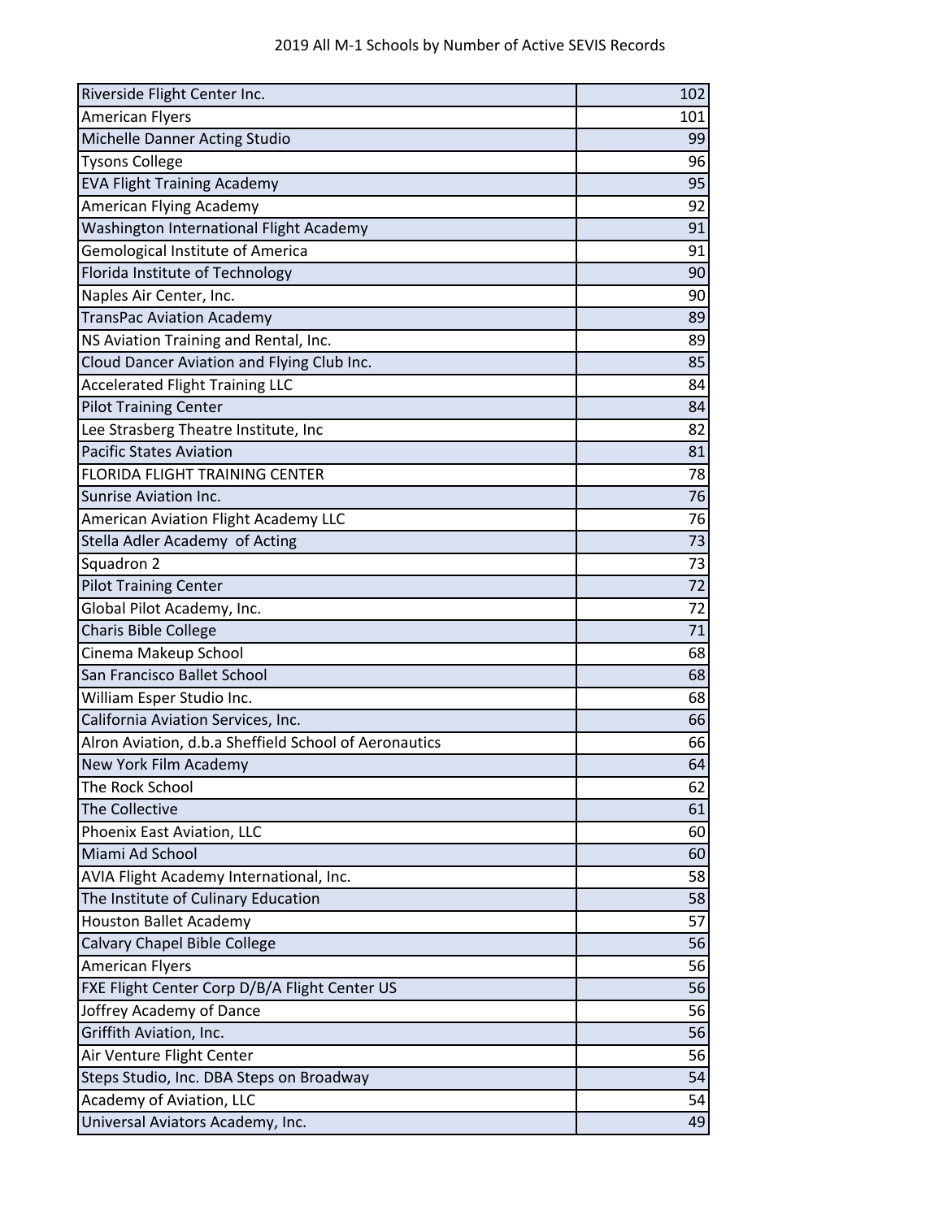2019 All M-1 Schools by Number of Active SEVIS Records

| School | Active SEVIS Records |
|---|---|
| Riverside Flight Center Inc. | 102 |
| American Flyers | 101 |
| Michelle Danner Acting Studio | 99 |
| Tysons College | 96 |
| EVA Flight Training Academy | 95 |
| American Flying Academy | 92 |
| Washington International Flight Academy | 91 |
| Gemological Institute of America | 91 |
| Florida Institute of Technology | 90 |
| Naples Air Center, Inc. | 90 |
| TransPac Aviation Academy | 89 |
| NS Aviation Training and Rental, Inc. | 89 |
| Cloud Dancer Aviation and Flying Club Inc. | 85 |
| Accelerated Flight Training LLC | 84 |
| Pilot Training Center | 84 |
| Lee Strasberg Theatre Institute, Inc | 82 |
| Pacific States Aviation | 81 |
| FLORIDA FLIGHT TRAINING CENTER | 78 |
| Sunrise Aviation Inc. | 76 |
| American Aviation Flight Academy LLC | 76 |
| Stella Adler Academy  of Acting | 73 |
| Squadron 2 | 73 |
| Pilot Training Center | 72 |
| Global Pilot Academy, Inc. | 72 |
| Charis Bible College | 71 |
| Cinema Makeup School | 68 |
| San Francisco Ballet School | 68 |
| William Esper Studio Inc. | 68 |
| California Aviation Services, Inc. | 66 |
| Alron Aviation, d.b.a Sheffield School of Aeronautics | 66 |
| New York Film Academy | 64 |
| The Rock School | 62 |
| The Collective | 61 |
| Phoenix East Aviation, LLC | 60 |
| Miami Ad School | 60 |
| AVIA Flight Academy International, Inc. | 58 |
| The Institute of Culinary Education | 58 |
| Houston Ballet Academy | 57 |
| Calvary Chapel Bible College | 56 |
| American Flyers | 56 |
| FXE Flight Center Corp D/B/A Flight Center US | 56 |
| Joffrey Academy of Dance | 56 |
| Griffith Aviation, Inc. | 56 |
| Air Venture Flight Center | 56 |
| Steps Studio, Inc. DBA Steps on Broadway | 54 |
| Academy of Aviation, LLC | 54 |
| Universal Aviators Academy, Inc. | 49 |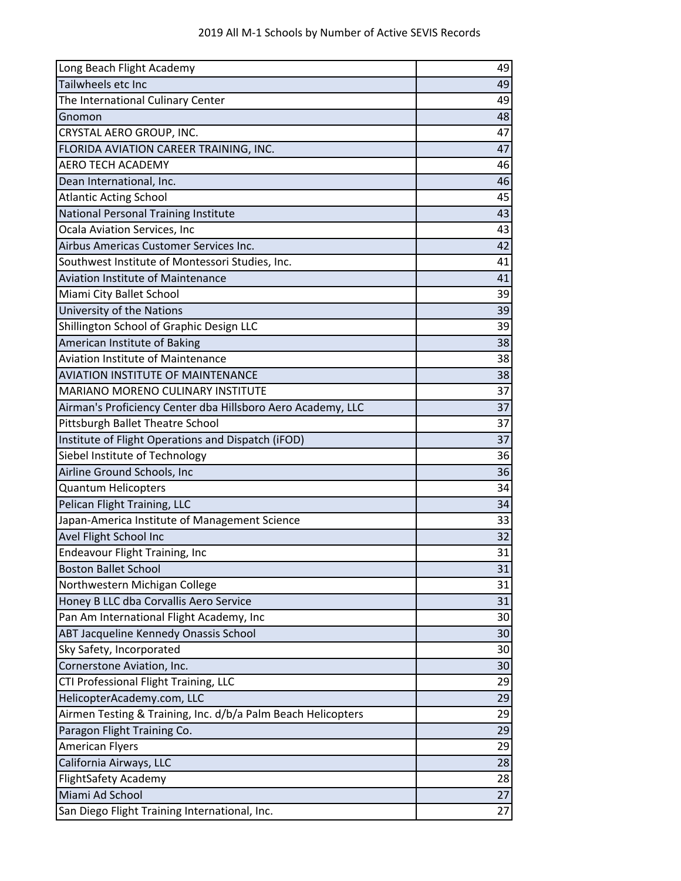2019 All M-1 Schools by Number of Active SEVIS Records

| | |
|---|---|
| Long Beach Flight Academy | 49 |
| Tailwheels etc Inc | 49 |
| The International Culinary Center | 49 |
| Gnomon | 48 |
| CRYSTAL AERO GROUP, INC. | 47 |
| FLORIDA AVIATION CAREER TRAINING, INC. | 47 |
| AERO TECH ACADEMY | 46 |
| Dean International, Inc. | 46 |
| Atlantic Acting School | 45 |
| National Personal Training Institute | 43 |
| Ocala Aviation Services, Inc | 43 |
| Airbus Americas Customer Services Inc. | 42 |
| Southwest Institute of Montessori Studies, Inc. | 41 |
| Aviation Institute of Maintenance | 41 |
| Miami City Ballet School | 39 |
| University of the Nations | 39 |
| Shillington School of Graphic Design LLC | 39 |
| American Institute of Baking | 38 |
| Aviation Institute of Maintenance | 38 |
| AVIATION INSTITUTE OF MAINTENANCE | 38 |
| MARIANO MORENO CULINARY INSTITUTE | 37 |
| Airman's Proficiency Center dba Hillsboro Aero Academy, LLC | 37 |
| Pittsburgh Ballet Theatre School | 37 |
| Institute of Flight Operations and Dispatch (iFOD) | 37 |
| Siebel Institute of Technology | 36 |
| Airline Ground Schools, Inc | 36 |
| Quantum Helicopters | 34 |
| Pelican Flight Training, LLC | 34 |
| Japan-America Institute of Management Science | 33 |
| Avel Flight School Inc | 32 |
| Endeavour Flight Training, Inc | 31 |
| Boston Ballet School | 31 |
| Northwestern Michigan College | 31 |
| Honey B LLC dba Corvallis Aero Service | 31 |
| Pan Am International Flight Academy, Inc | 30 |
| ABT Jacqueline Kennedy Onassis School | 30 |
| Sky Safety, Incorporated | 30 |
| Cornerstone Aviation, Inc. | 30 |
| CTI Professional Flight Training, LLC | 29 |
| HelicopterAcademy.com, LLC | 29 |
| Airmen Testing & Training, Inc. d/b/a Palm Beach Helicopters | 29 |
| Paragon Flight Training Co. | 29 |
| American Flyers | 29 |
| California Airways, LLC | 28 |
| FlightSafety Academy | 28 |
| Miami Ad School | 27 |
| San Diego Flight Training International, Inc. | 27 |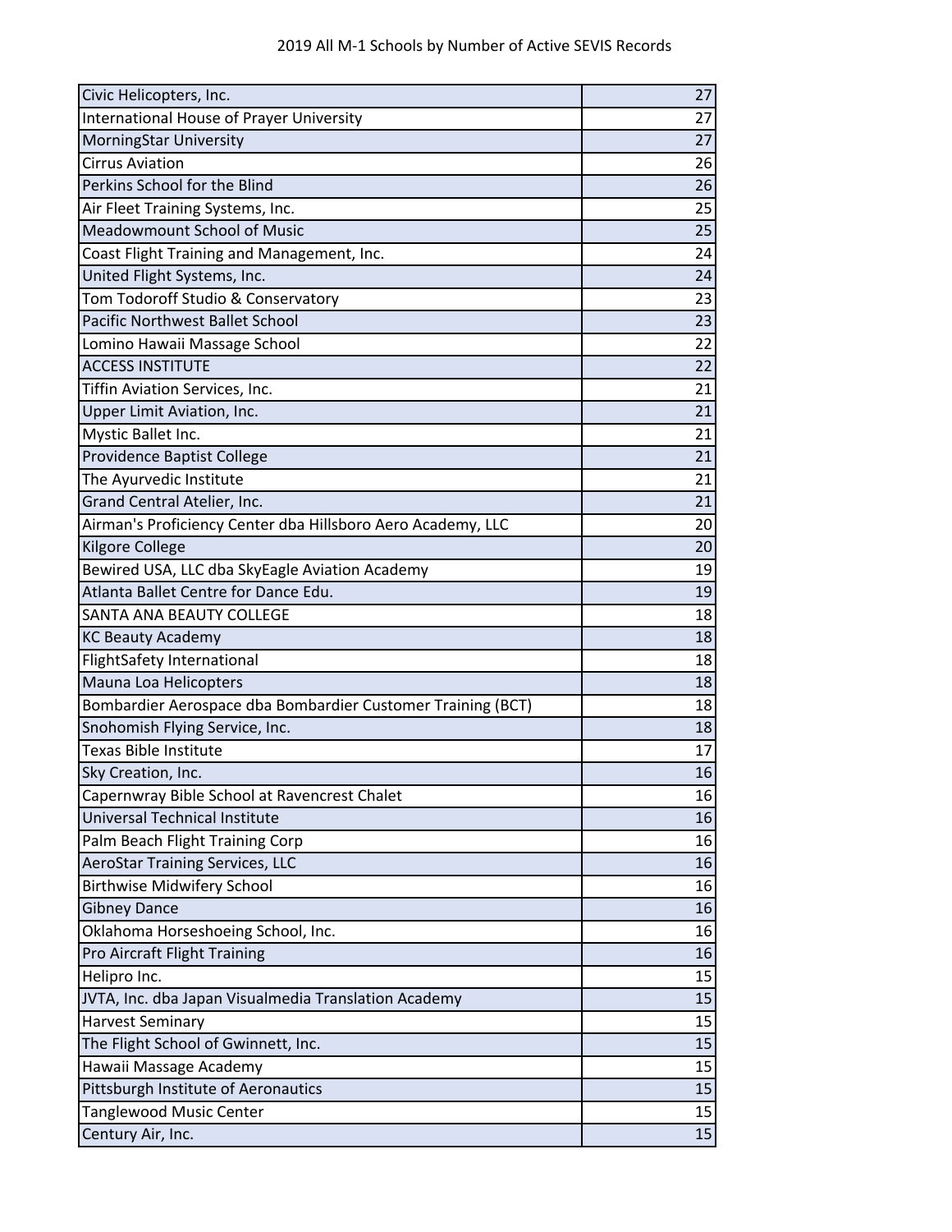2019 All M-1 Schools by Number of Active SEVIS Records

| | |
|---|---|
| Civic Helicopters, Inc. | 27 |
| International House of Prayer University | 27 |
| MorningStar University | 27 |
| Cirrus Aviation | 26 |
| Perkins School for the Blind | 26 |
| Air Fleet Training Systems, Inc. | 25 |
| Meadowmount School of Music | 25 |
| Coast Flight Training and Management, Inc. | 24 |
| United Flight Systems, Inc. | 24 |
| Tom Todoroff Studio & Conservatory | 23 |
| Pacific Northwest Ballet School | 23 |
| Lomino Hawaii Massage School | 22 |
| ACCESS INSTITUTE | 22 |
| Tiffin Aviation Services, Inc. | 21 |
| Upper Limit Aviation, Inc. | 21 |
| Mystic Ballet Inc. | 21 |
| Providence Baptist College | 21 |
| The Ayurvedic Institute | 21 |
| Grand Central Atelier, Inc. | 21 |
| Airman's Proficiency Center dba Hillsboro Aero Academy, LLC | 20 |
| Kilgore College | 20 |
| Bewired USA, LLC dba SkyEagle Aviation Academy | 19 |
| Atlanta Ballet Centre for Dance Edu. | 19 |
| SANTA ANA BEAUTY COLLEGE | 18 |
| KC Beauty Academy | 18 |
| FlightSafety International | 18 |
| Mauna Loa Helicopters | 18 |
| Bombardier Aerospace dba Bombardier Customer Training (BCT) | 18 |
| Snohomish Flying Service, Inc. | 18 |
| Texas Bible Institute | 17 |
| Sky Creation, Inc. | 16 |
| Capernwray Bible School at Ravencrest Chalet | 16 |
| Universal Technical Institute | 16 |
| Palm Beach Flight Training Corp | 16 |
| AeroStar Training Services, LLC | 16 |
| Birthwise Midwifery School | 16 |
| Gibney Dance | 16 |
| Oklahoma Horseshoeing School, Inc. | 16 |
| Pro Aircraft Flight Training | 16 |
| Helipro Inc. | 15 |
| JVTA, Inc. dba Japan Visualmedia Translation Academy | 15 |
| Harvest Seminary | 15 |
| The Flight School of Gwinnett, Inc. | 15 |
| Hawaii Massage Academy | 15 |
| Pittsburgh Institute of Aeronautics | 15 |
| Tanglewood Music Center | 15 |
| Century Air, Inc. | 15 |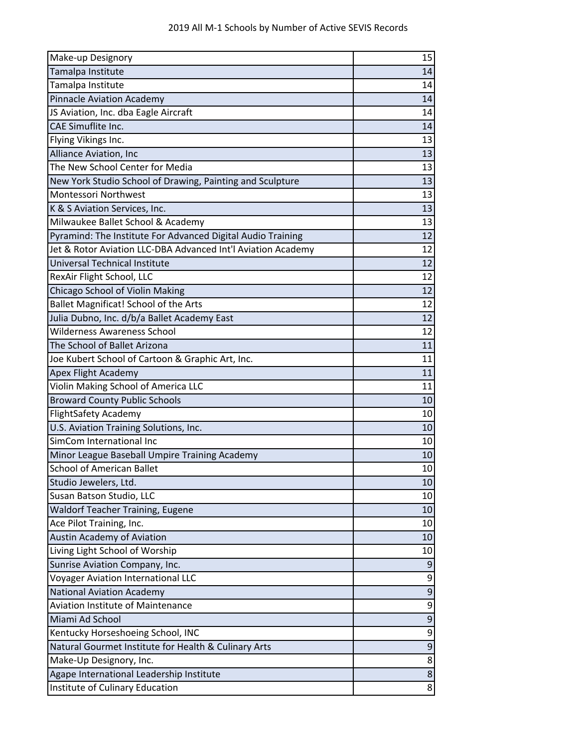# 2019 All M-1 Schools by Number of Active SEVIS Records

| School | Active SEVIS Records |
| --- | --- |
| Make-up Designory | 15 |
| Tamalpa Institute | 14 |
| Tamalpa Institute | 14 |
| Pinnacle Aviation Academy | 14 |
| JS Aviation, Inc. dba Eagle Aircraft | 14 |
| CAE Simuflite Inc. | 14 |
| Flying Vikings Inc. | 13 |
| Alliance Aviation, Inc | 13 |
| The New School Center for Media | 13 |
| New York Studio School of Drawing, Painting and Sculpture | 13 |
| Montessori Northwest | 13 |
| K & S Aviation Services, Inc. | 13 |
| Milwaukee Ballet School & Academy | 13 |
| Pyramind: The Institute For Advanced Digital Audio Training | 12 |
| Jet & Rotor Aviation LLC-DBA Advanced Int'l Aviation Academy | 12 |
| Universal Technical Institute | 12 |
| RexAir Flight School, LLC | 12 |
| Chicago School of Violin Making | 12 |
| Ballet Magnificat! School of the Arts | 12 |
| Julia Dubno, Inc. d/b/a Ballet Academy East | 12 |
| Wilderness Awareness School | 12 |
| The School of Ballet Arizona | 11 |
| Joe Kubert School of Cartoon & Graphic Art, Inc. | 11 |
| Apex Flight Academy | 11 |
| Violin Making School of America LLC | 11 |
| Broward County Public Schools | 10 |
| FlightSafety Academy | 10 |
| U.S. Aviation Training Solutions, Inc. | 10 |
| SimCom International Inc | 10 |
| Minor League Baseball Umpire Training Academy | 10 |
| School of American Ballet | 10 |
| Studio Jewelers, Ltd. | 10 |
| Susan Batson Studio, LLC | 10 |
| Waldorf Teacher Training, Eugene | 10 |
| Ace Pilot Training, Inc. | 10 |
| Austin Academy of Aviation | 10 |
| Living Light School of Worship | 10 |
| Sunrise Aviation Company, Inc. | 9 |
| Voyager Aviation International LLC | 9 |
| National Aviation Academy | 9 |
| Aviation Institute of Maintenance | 9 |
| Miami Ad School | 9 |
| Kentucky Horseshoeing School, INC | 9 |
| Natural Gourmet Institute for Health & Culinary Arts | 9 |
| Make-Up Designory, Inc. | 8 |
| Agape International Leadership Institute | 8 |
| Institute of Culinary Education | 8 |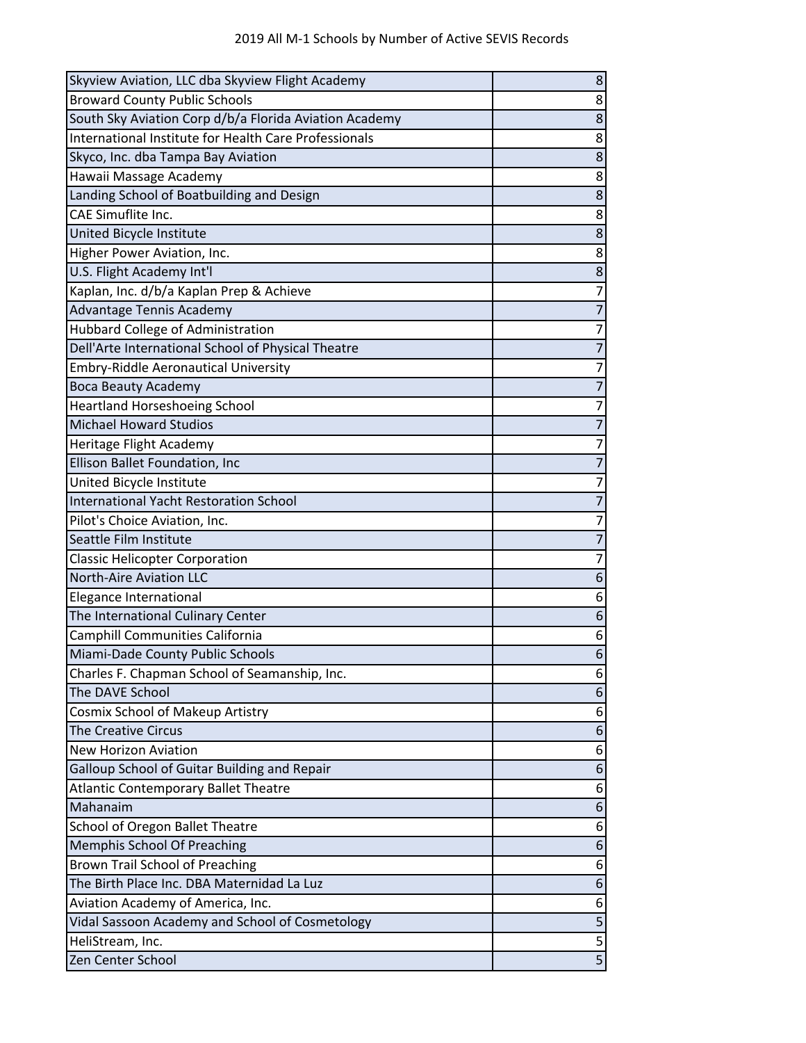2019 All M-1 Schools by Number of Active SEVIS Records

| | |
|---|---|
| Skyview Aviation, LLC dba Skyview Flight Academy | 8 |
| Broward County Public Schools | 8 |
| South Sky Aviation Corp d/b/a Florida Aviation Academy | 8 |
| International Institute for Health Care Professionals | 8 |
| Skyco, Inc. dba Tampa Bay Aviation | 8 |
| Hawaii Massage Academy | 8 |
| Landing School of Boatbuilding and Design | 8 |
| CAE Simuflite Inc. | 8 |
| United Bicycle Institute | 8 |
| Higher Power Aviation, Inc. | 8 |
| U.S. Flight Academy Int'l | 8 |
| Kaplan, Inc. d/b/a Kaplan Prep & Achieve | 7 |
| Advantage Tennis Academy | 7 |
| Hubbard College of Administration | 7 |
| Dell'Arte International School of Physical Theatre | 7 |
| Embry-Riddle Aeronautical University | 7 |
| Boca Beauty Academy | 7 |
| Heartland Horseshoeing School | 7 |
| Michael Howard Studios | 7 |
| Heritage Flight Academy | 7 |
| Ellison Ballet Foundation, Inc | 7 |
| United Bicycle Institute | 7 |
| International Yacht Restoration School | 7 |
| Pilot's Choice Aviation, Inc. | 7 |
| Seattle Film Institute | 7 |
| Classic Helicopter Corporation | 7 |
| North-Aire Aviation LLC | 6 |
| Elegance International | 6 |
| The International Culinary Center | 6 |
| Camphill Communities California | 6 |
| Miami-Dade County Public Schools | 6 |
| Charles F. Chapman School of Seamanship, Inc. | 6 |
| The DAVE School | 6 |
| Cosmix School of Makeup Artistry | 6 |
| The Creative Circus | 6 |
| New Horizon Aviation | 6 |
| Galloup School of Guitar Building and Repair | 6 |
| Atlantic Contemporary Ballet Theatre | 6 |
| Mahanaim | 6 |
| School of Oregon Ballet Theatre | 6 |
| Memphis School Of Preaching | 6 |
| Brown Trail School of Preaching | 6 |
| The Birth Place Inc. DBA Maternidad La Luz | 6 |
| Aviation Academy of America, Inc. | 6 |
| Vidal Sassoon Academy and School of Cosmetology | 5 |
| HeliStream, Inc. | 5 |
| Zen Center School | 5 |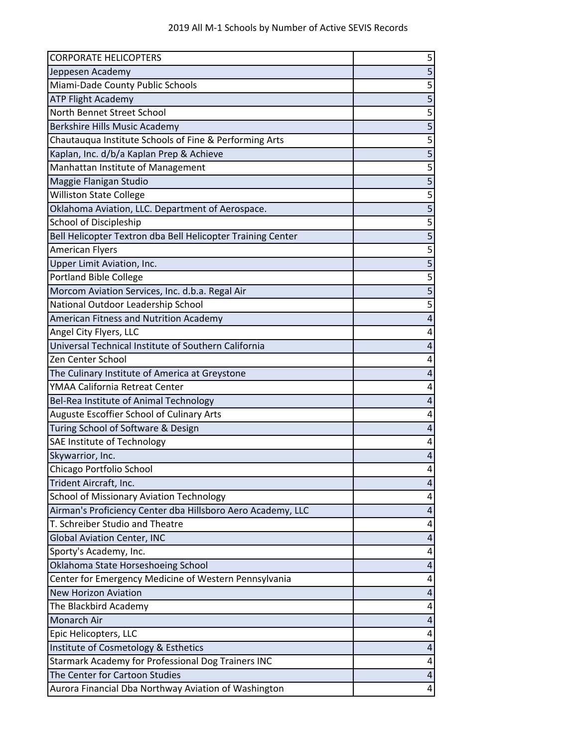2019 All M-1 Schools by Number of Active SEVIS Records

| | |
|---|---|
| CORPORATE HELICOPTERS | 5 |
| Jeppesen Academy | 5 |
| Miami-Dade County Public Schools | 5 |
| ATP Flight Academy | 5 |
| North Bennet Street School | 5 |
| Berkshire Hills Music Academy | 5 |
| Chautauqua Institute Schools of Fine & Performing Arts | 5 |
| Kaplan, Inc. d/b/a Kaplan Prep & Achieve | 5 |
| Manhattan Institute of Management | 5 |
| Maggie Flanigan Studio | 5 |
| Williston State College | 5 |
| Oklahoma Aviation, LLC. Department of Aerospace. | 5 |
| School of Discipleship | 5 |
| Bell Helicopter Textron dba Bell Helicopter Training Center | 5 |
| American Flyers | 5 |
| Upper Limit Aviation, Inc. | 5 |
| Portland Bible College | 5 |
| Morcom Aviation Services, Inc. d.b.a. Regal Air | 5 |
| National Outdoor Leadership School | 5 |
| American Fitness and Nutrition Academy | 4 |
| Angel City Flyers, LLC | 4 |
| Universal Technical Institute of Southern California | 4 |
| Zen Center School | 4 |
| The Culinary Institute of America at Greystone | 4 |
| YMAA California Retreat Center | 4 |
| Bel-Rea Institute of Animal Technology | 4 |
| Auguste Escoffier School of Culinary Arts | 4 |
| Turing School of Software & Design | 4 |
| SAE Institute of Technology | 4 |
| Skywarrior, Inc. | 4 |
| Chicago Portfolio School | 4 |
| Trident Aircraft, Inc. | 4 |
| School of Missionary Aviation Technology | 4 |
| Airman's Proficiency Center dba Hillsboro Aero Academy, LLC | 4 |
| T. Schreiber Studio and Theatre | 4 |
| Global Aviation Center, INC | 4 |
| Sporty's Academy, Inc. | 4 |
| Oklahoma State Horseshoeing School | 4 |
| Center for Emergency Medicine of Western Pennsylvania | 4 |
| New Horizon Aviation | 4 |
| The Blackbird Academy | 4 |
| Monarch Air | 4 |
| Epic Helicopters, LLC | 4 |
| Institute of Cosmetology & Esthetics | 4 |
| Starmark Academy for Professional Dog Trainers INC | 4 |
| The Center for Cartoon Studies | 4 |
| Aurora Financial Dba Northway Aviation of Washington | 4 |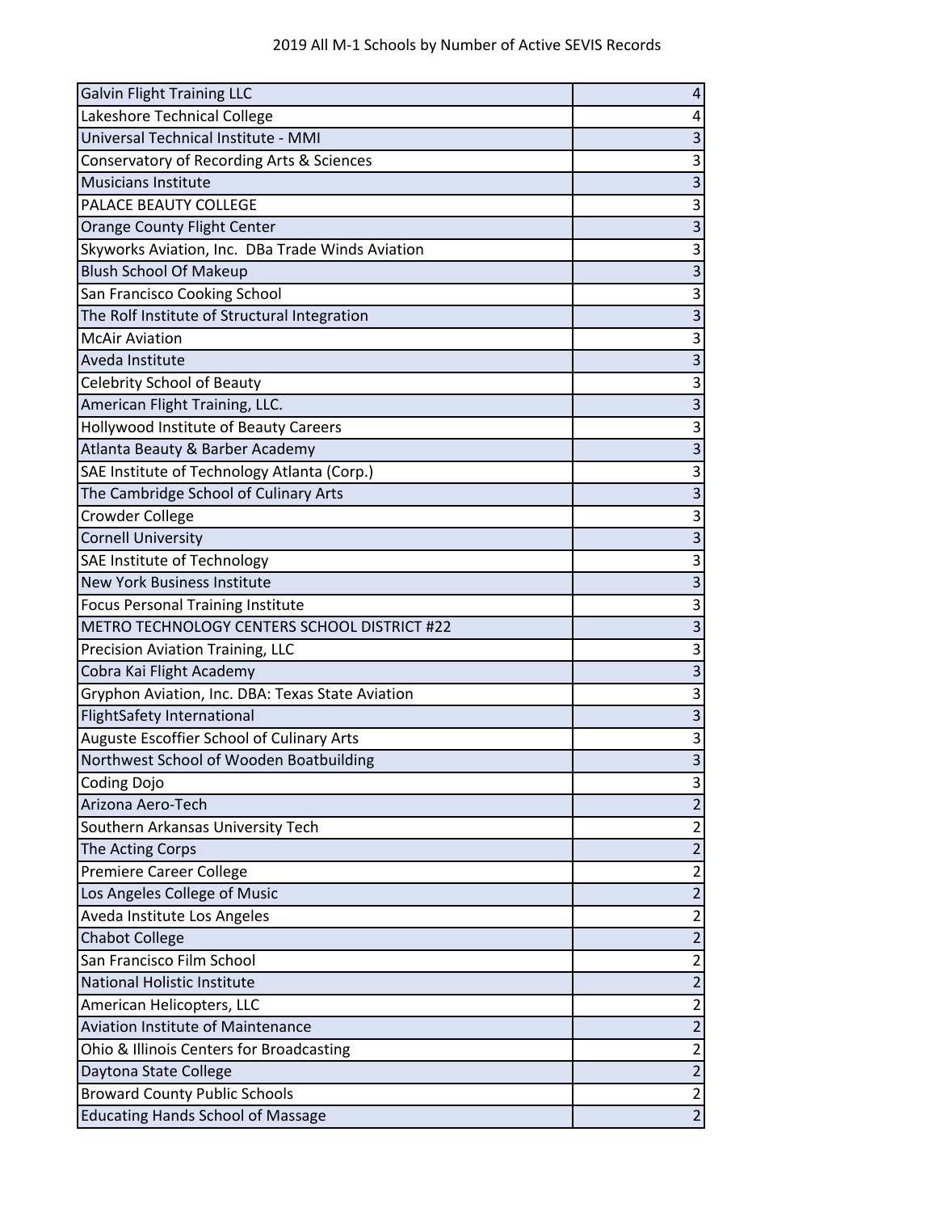2019 All M-1 Schools by Number of Active SEVIS Records

| School | Active SEVIS Records |
|---|---|
| Galvin Flight Training LLC | 4 |
| Lakeshore Technical College | 4 |
| Universal Technical Institute - MMI | 3 |
| Conservatory of Recording Arts & Sciences | 3 |
| Musicians Institute | 3 |
| PALACE BEAUTY COLLEGE | 3 |
| Orange County Flight Center | 3 |
| Skyworks Aviation, Inc. DBa Trade Winds Aviation | 3 |
| Blush School Of Makeup | 3 |
| San Francisco Cooking School | 3 |
| The Rolf Institute of Structural Integration | 3 |
| McAir Aviation | 3 |
| Aveda Institute | 3 |
| Celebrity School of Beauty | 3 |
| American Flight Training, LLC. | 3 |
| Hollywood Institute of Beauty Careers | 3 |
| Atlanta Beauty & Barber Academy | 3 |
| SAE Institute of Technology Atlanta (Corp.) | 3 |
| The Cambridge School of Culinary Arts | 3 |
| Crowder College | 3 |
| Cornell University | 3 |
| SAE Institute of Technology | 3 |
| New York Business Institute | 3 |
| Focus Personal Training Institute | 3 |
| METRO TECHNOLOGY CENTERS SCHOOL DISTRICT #22 | 3 |
| Precision Aviation Training, LLC | 3 |
| Cobra Kai Flight Academy | 3 |
| Gryphon Aviation, Inc. DBA: Texas State Aviation | 3 |
| FlightSafety International | 3 |
| Auguste Escoffier School of Culinary Arts | 3 |
| Northwest School of Wooden Boatbuilding | 3 |
| Coding Dojo | 3 |
| Arizona Aero-Tech | 2 |
| Southern Arkansas University Tech | 2 |
| The Acting Corps | 2 |
| Premiere Career College | 2 |
| Los Angeles College of Music | 2 |
| Aveda Institute Los Angeles | 2 |
| Chabot College | 2 |
| San Francisco Film School | 2 |
| National Holistic Institute | 2 |
| American Helicopters, LLC | 2 |
| Aviation Institute of Maintenance | 2 |
| Ohio & Illinois Centers for Broadcasting | 2 |
| Daytona State College | 2 |
| Broward County Public Schools | 2 |
| Educating Hands School of Massage | 2 |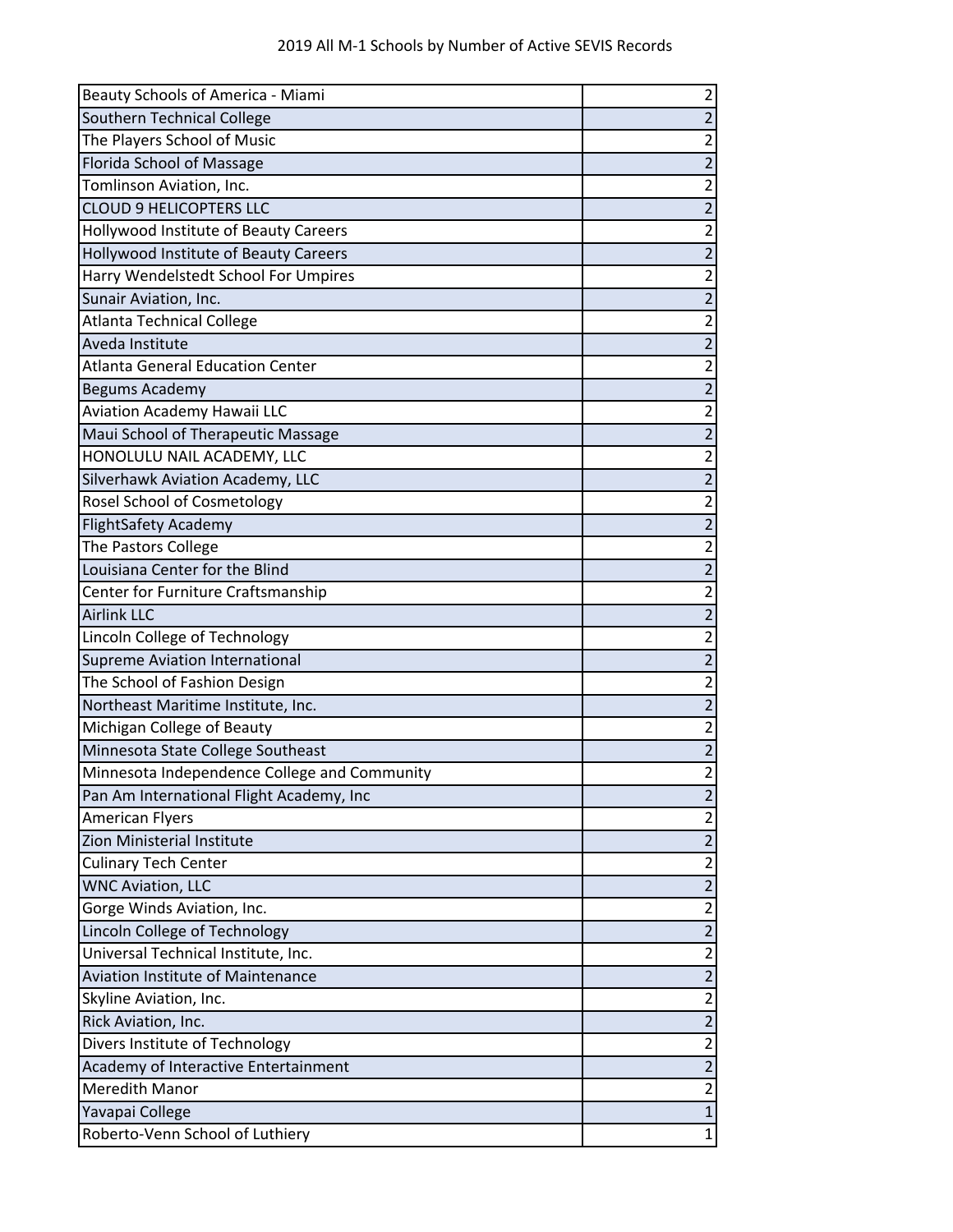# 2019 All M-1 Schools by Number of Active SEVIS Records

| | |
|---|---|
| Beauty Schools of America - Miami | 2 |
| Southern Technical College | 2 |
| The Players School of Music | 2 |
| Florida School of Massage | 2 |
| Tomlinson Aviation, Inc. | 2 |
| CLOUD 9 HELICOPTERS LLC | 2 |
| Hollywood Institute of Beauty Careers | 2 |
| Hollywood Institute of Beauty Careers | 2 |
| Harry Wendelstedt School For Umpires | 2 |
| Sunair Aviation, Inc. | 2 |
| Atlanta Technical College | 2 |
| Aveda Institute | 2 |
| Atlanta General Education Center | 2 |
| Begums Academy | 2 |
| Aviation Academy Hawaii LLC | 2 |
| Maui School of Therapeutic Massage | 2 |
| HONOLULU NAIL ACADEMY, LLC | 2 |
| Silverhawk Aviation Academy, LLC | 2 |
| Rosel School of Cosmetology | 2 |
| FlightSafety Academy | 2 |
| The Pastors College | 2 |
| Louisiana Center for the Blind | 2 |
| Center for Furniture Craftsmanship | 2 |
| Airlink LLC | 2 |
| Lincoln College of Technology | 2 |
| Supreme Aviation International | 2 |
| The School of Fashion Design | 2 |
| Northeast Maritime Institute, Inc. | 2 |
| Michigan College of Beauty | 2 |
| Minnesota State College Southeast | 2 |
| Minnesota Independence College and Community | 2 |
| Pan Am International Flight Academy, Inc | 2 |
| American Flyers | 2 |
| Zion Ministerial Institute | 2 |
| Culinary Tech Center | 2 |
| WNC Aviation, LLC | 2 |
| Gorge Winds Aviation, Inc. | 2 |
| Lincoln College of Technology | 2 |
| Universal Technical Institute, Inc. | 2 |
| Aviation Institute of Maintenance | 2 |
| Skyline Aviation, Inc. | 2 |
| Rick Aviation, Inc. | 2 |
| Divers Institute of Technology | 2 |
| Academy of Interactive Entertainment | 2 |
| Meredith Manor | 2 |
| Yavapai College | 1 |
| Roberto-Venn School of Luthiery | 1 |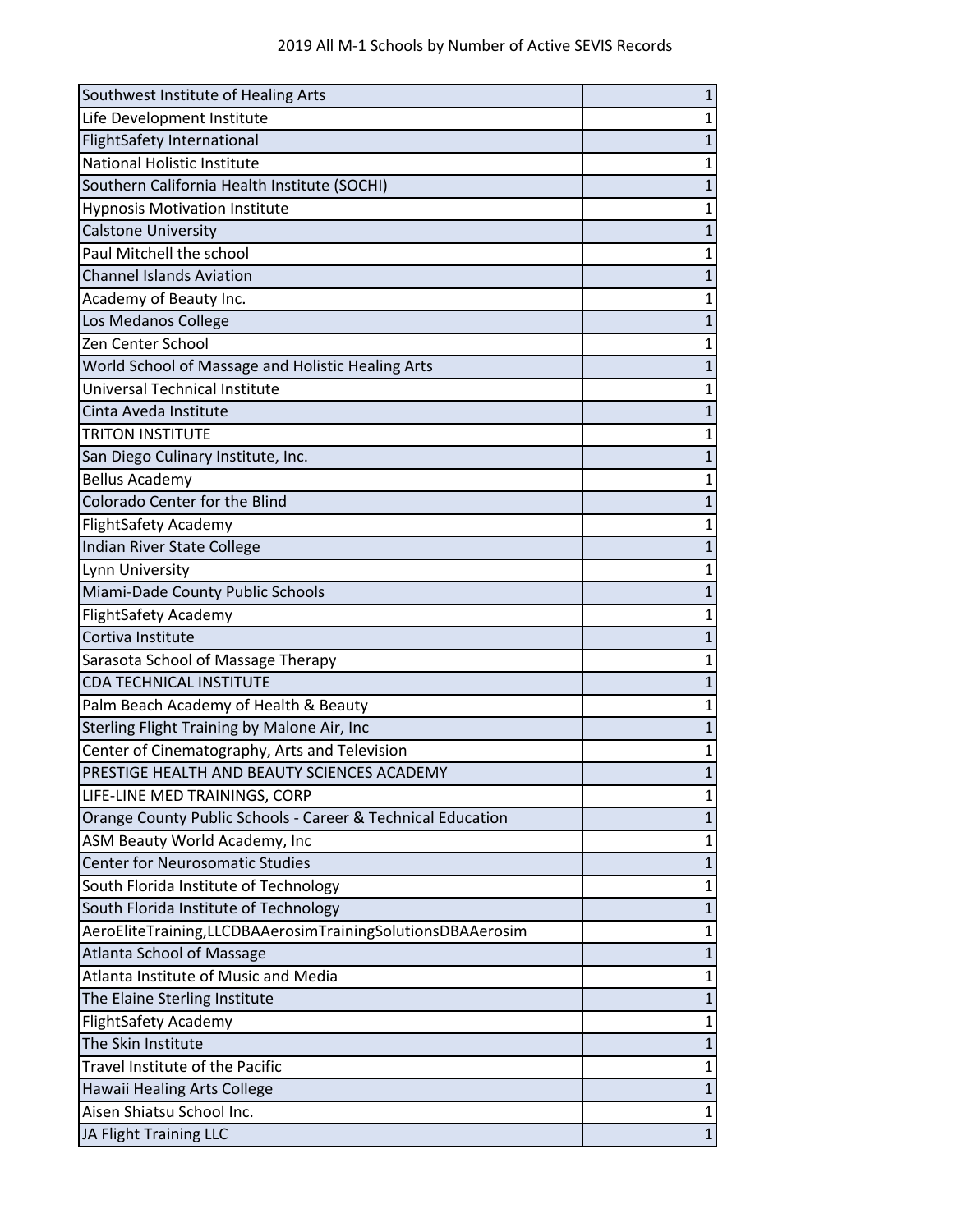| Southwest Institute of Healing Arts | 1 |
| --- | --- |
| Life Development Institute | 1 |
| FlightSafety International | 1 |
| National Holistic Institute | 1 |
| Southern California Health Institute (SOCHI) | 1 |
| Hypnosis Motivation Institute | 1 |
| Calstone University | 1 |
| Paul Mitchell the school | 1 |
| Channel Islands Aviation | 1 |
| Academy of Beauty Inc. | 1 |
| Los Medanos College | 1 |
| Zen Center School | 1 |
| World School of Massage and Holistic Healing Arts | 1 |
| Universal Technical Institute | 1 |
| Cinta Aveda Institute | 1 |
| TRITON INSTITUTE | 1 |
| San Diego Culinary Institute, Inc. | 1 |
| Bellus Academy | 1 |
| Colorado Center for the Blind | 1 |
| FlightSafety Academy | 1 |
| Indian River State College | 1 |
| Lynn University | 1 |
| Miami-Dade County Public Schools | 1 |
| FlightSafety Academy | 1 |
| Cortiva Institute | 1 |
| Sarasota School of Massage Therapy | 1 |
| CDA TECHNICAL INSTITUTE | 1 |
| Palm Beach Academy of Health & Beauty | 1 |
| Sterling Flight Training by Malone Air, Inc | 1 |
| Center of Cinematography, Arts and Television | 1 |
| PRESTIGE HEALTH AND BEAUTY SCIENCES ACADEMY | 1 |
| LIFE-LINE MED TRAININGS, CORP | 1 |
| Orange County Public Schools - Career & Technical Education | 1 |
| ASM Beauty World Academy, Inc | 1 |
| Center for Neurosomatic Studies | 1 |
| South Florida Institute of Technology | 1 |
| South Florida Institute of Technology | 1 |
| AeroEliteTraining,LLCDBAAerosimTrainingSolutionsDBAAerosim | 1 |
| Atlanta School of Massage | 1 |
| Atlanta Institute of Music and Media | 1 |
| The Elaine Sterling Institute | 1 |
| FlightSafety Academy | 1 |
| The Skin Institute | 1 |
| Travel Institute of the Pacific | 1 |
| Hawaii Healing Arts College | 1 |
| Aisen Shiatsu School Inc. | 1 |
| JA Flight Training LLC | 1 |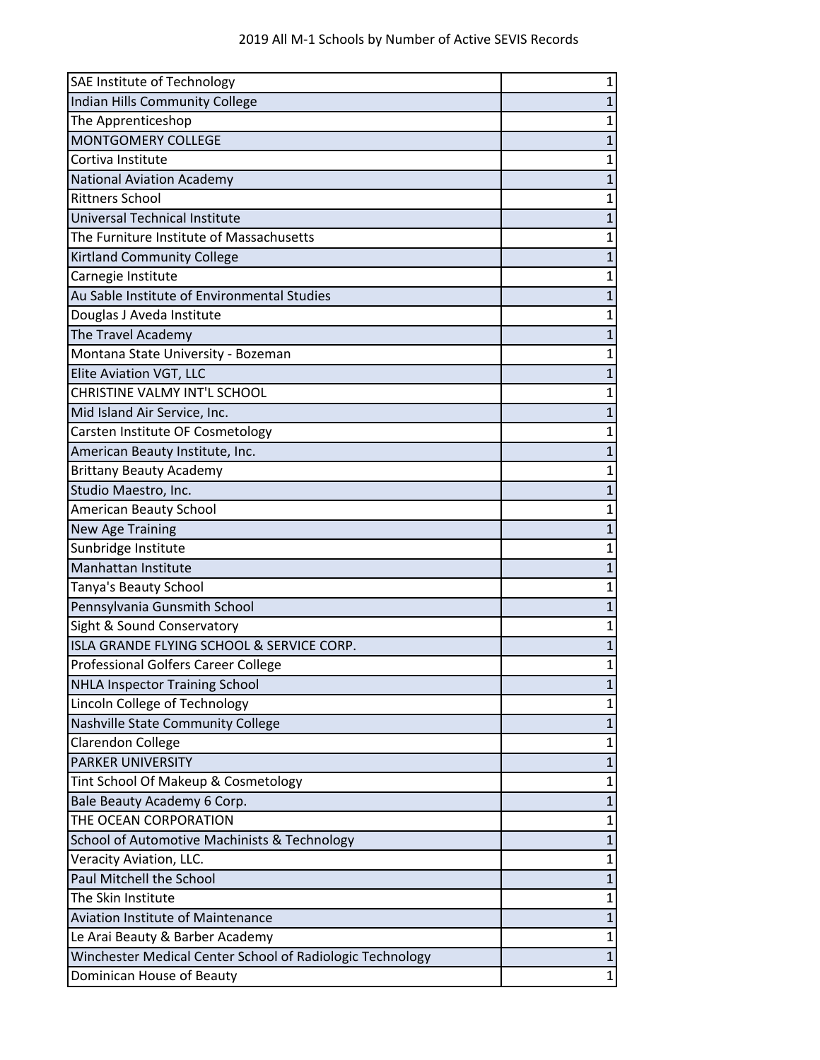2019 All M-1 Schools by Number of Active SEVIS Records

| | |
|---|---|
| SAE Institute of Technology | 1 |
| Indian Hills Community College | 1 |
| The Apprenticeshop | 1 |
| MONTGOMERY COLLEGE | 1 |
| Cortiva Institute | 1 |
| National Aviation Academy | 1 |
| Rittners School | 1 |
| Universal Technical Institute | 1 |
| The Furniture Institute of Massachusetts | 1 |
| Kirtland Community College | 1 |
| Carnegie Institute | 1 |
| Au Sable Institute of Environmental Studies | 1 |
| Douglas J Aveda Institute | 1 |
| The Travel Academy | 1 |
| Montana State University - Bozeman | 1 |
| Elite Aviation VGT, LLC | 1 |
| CHRISTINE VALMY INT'L SCHOOL | 1 |
| Mid Island Air Service, Inc. | 1 |
| Carsten Institute OF Cosmetology | 1 |
| American Beauty Institute, Inc. | 1 |
| Brittany Beauty Academy | 1 |
| Studio Maestro, Inc. | 1 |
| American Beauty School | 1 |
| New Age Training | 1 |
| Sunbridge Institute | 1 |
| Manhattan Institute | 1 |
| Tanya's Beauty School | 1 |
| Pennsylvania Gunsmith School | 1 |
| Sight & Sound Conservatory | 1 |
| ISLA GRANDE FLYING SCHOOL & SERVICE CORP. | 1 |
| Professional Golfers Career College | 1 |
| NHLA Inspector Training School | 1 |
| Lincoln College of Technology | 1 |
| Nashville State Community College | 1 |
| Clarendon College | 1 |
| PARKER UNIVERSITY | 1 |
| Tint School Of Makeup & Cosmetology | 1 |
| Bale Beauty Academy 6 Corp. | 1 |
| THE OCEAN CORPORATION | 1 |
| School of Automotive Machinists & Technology | 1 |
| Veracity Aviation, LLC. | 1 |
| Paul Mitchell the School | 1 |
| The Skin Institute | 1 |
| Aviation Institute of Maintenance | 1 |
| Le Arai Beauty & Barber Academy | 1 |
| Winchester Medical Center School of Radiologic Technology | 1 |
| Dominican House of Beauty | 1 |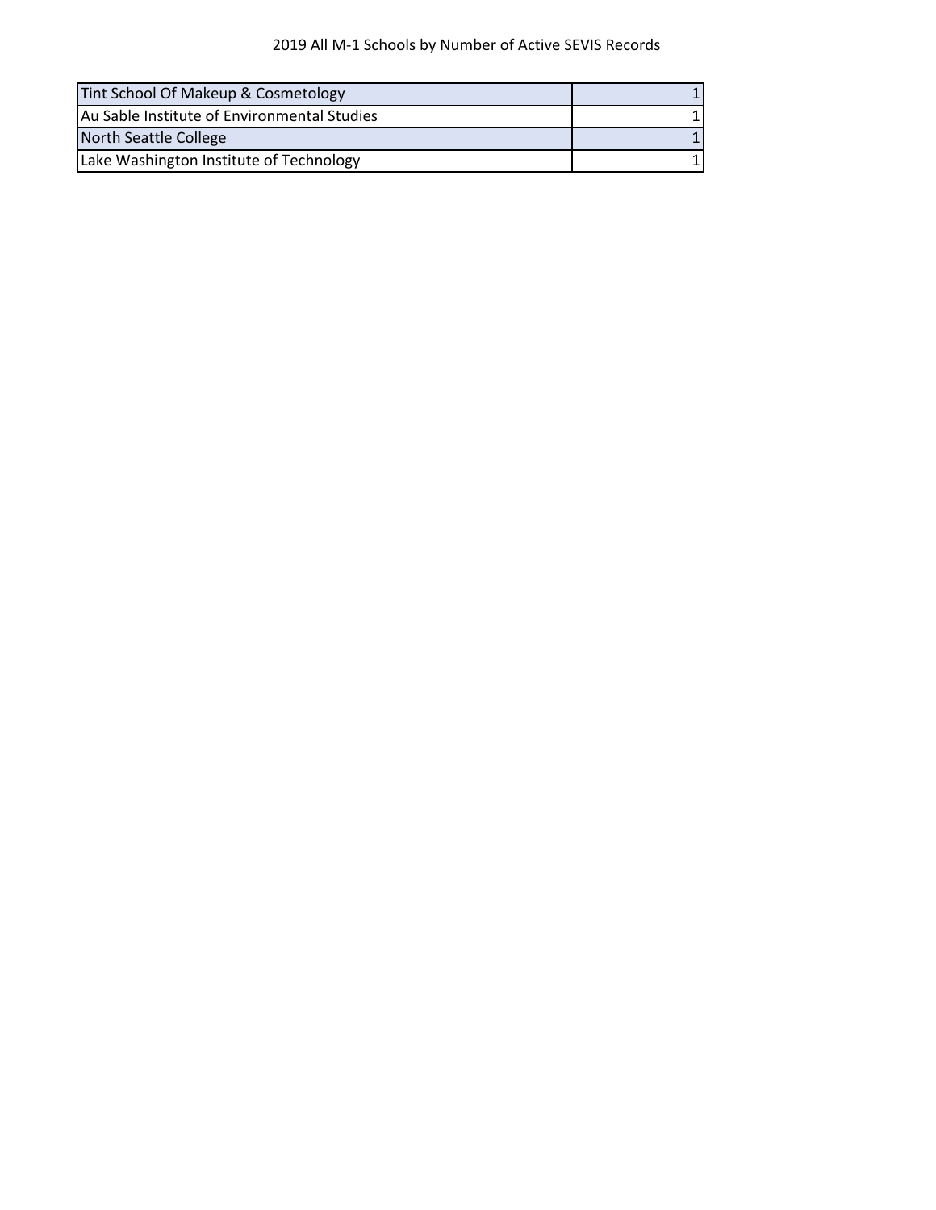2019 All M-1 Schools by Number of Active SEVIS Records

| | |
|---|---|
| Tint School Of Makeup & Cosmetology | 1 |
| Au Sable Institute of Environmental Studies | 1 |
| North Seattle College | 1 |
| Lake Washington Institute of Technology | 1 |